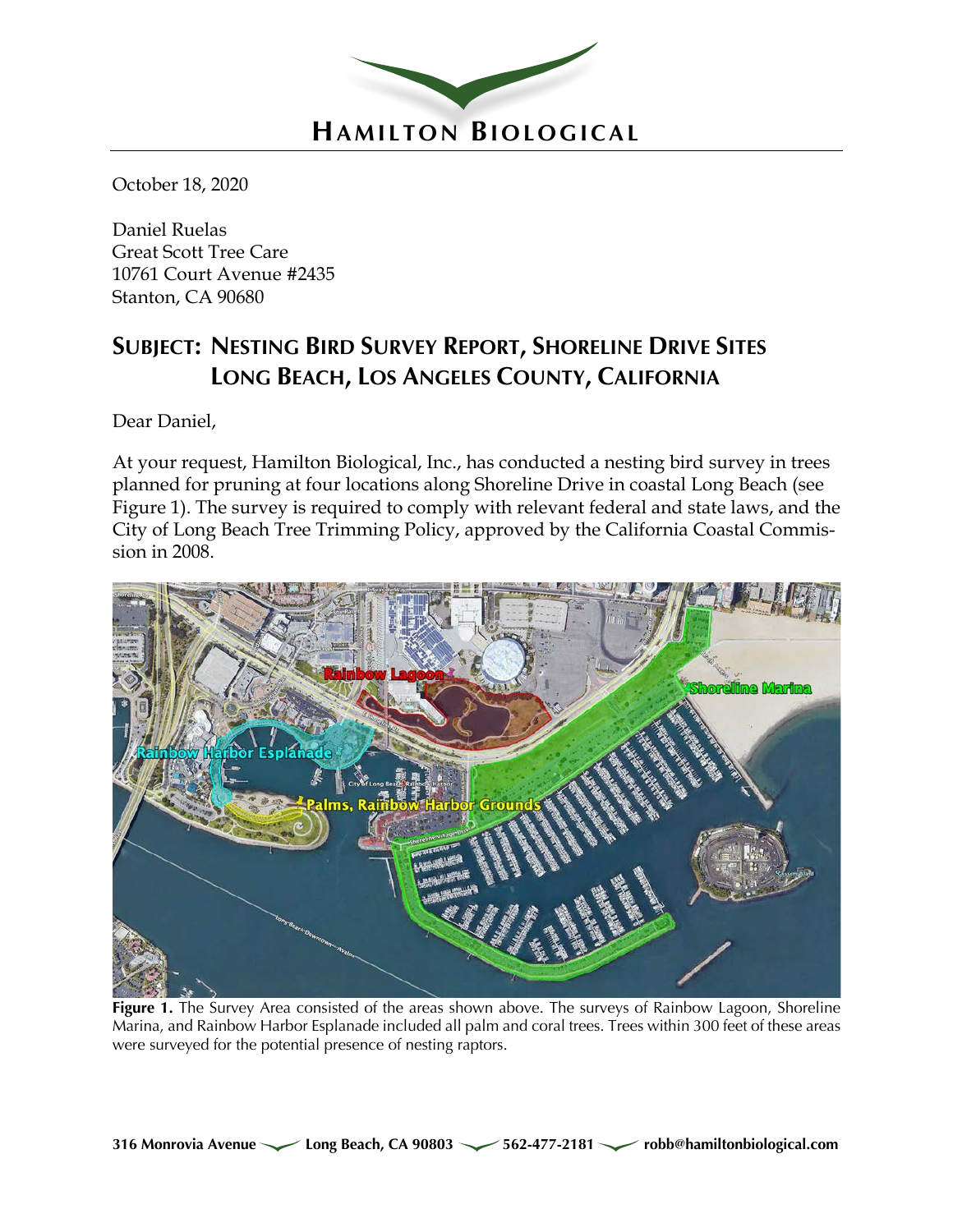# HAMILTON BIOLOGICAL

October 18, 2020

Daniel Ruelas
Great Scott Tree Care
10761 Court Avenue #2435
Stanton, CA 90680

## SUBJECT: NESTING BIRD SURVEY REPORT, SHORELINE DRIVE SITES LONG BEACH, LOS ANGELES COUNTY, CALIFORNIA

Dear Daniel,

At your request, Hamilton Biological, Inc., has conducted a nesting bird survey in trees planned for pruning at four locations along Shoreline Drive in coastal Long Beach (see Figure 1). The survey is required to comply with relevant federal and state laws, and the City of Long Beach Tree Trimming Policy, approved by the California Coastal Commission in 2008.

**Figure 1.** The Survey Area consisted of the areas shown above. The surveys of Rainbow Lagoon, Shoreline Marina, and Rainbow Harbor Esplanade included all palm and coral trees. Trees within 300 feet of these areas were surveyed for the potential presence of nesting raptors.

316 Monrovia Avenue — Long Beach, CA 90803 — 562-477-2181 — robb@hamiltonbiological.com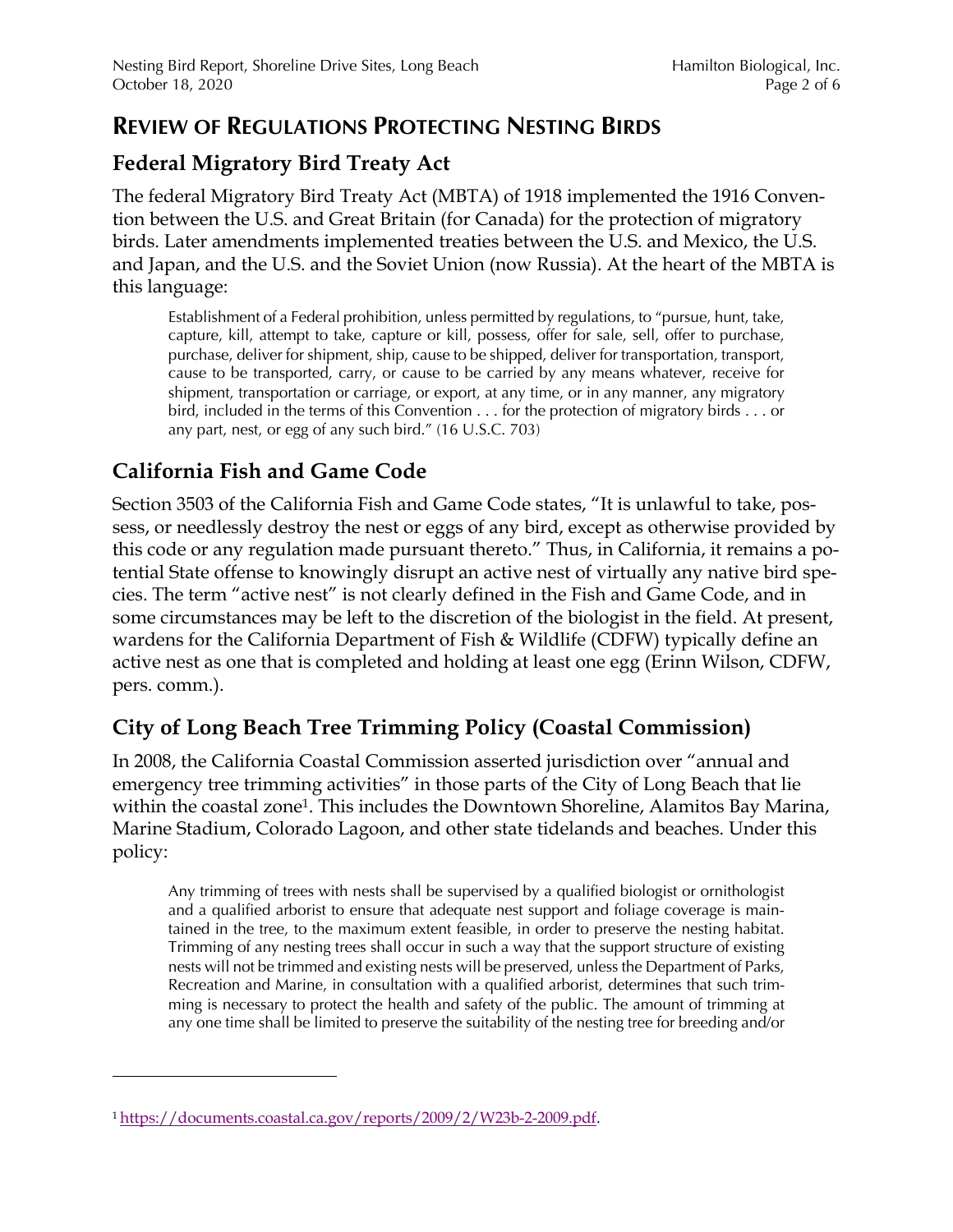## REVIEW OF REGULATIONS PROTECTING NESTING BIRDS

### Federal Migratory Bird Treaty Act

The federal Migratory Bird Treaty Act (MBTA) of 1918 implemented the 1916 Convention between the U.S. and Great Britain (for Canada) for the protection of migratory birds. Later amendments implemented treaties between the U.S. and Mexico, the U.S. and Japan, and the U.S. and the Soviet Union (now Russia). At the heart of the MBTA is this language:

> Establishment of a Federal prohibition, unless permitted by regulations, to "pursue, hunt, take, capture, kill, attempt to take, capture or kill, possess, offer for sale, sell, offer to purchase, purchase, deliver for shipment, ship, cause to be shipped, deliver for transportation, transport, cause to be transported, carry, or cause to be carried by any means whatever, receive for shipment, transportation or carriage, or export, at any time, or in any manner, any migratory bird, included in the terms of this Convention . . . for the protection of migratory birds . . . or any part, nest, or egg of any such bird." (16 U.S.C. 703)

### California Fish and Game Code

Section 3503 of the California Fish and Game Code states, "It is unlawful to take, possess, or needlessly destroy the nest or eggs of any bird, except as otherwise provided by this code or any regulation made pursuant thereto." Thus, in California, it remains a potential State offense to knowingly disrupt an active nest of virtually any native bird species. The term "active nest" is not clearly defined in the Fish and Game Code, and in some circumstances may be left to the discretion of the biologist in the field. At present, wardens for the California Department of Fish & Wildlife (CDFW) typically define an active nest as one that is completed and holding at least one egg (Erinn Wilson, CDFW, pers. comm.).

### City of Long Beach Tree Trimming Policy (Coastal Commission)

In 2008, the California Coastal Commission asserted jurisdiction over "annual and emergency tree trimming activities" in those parts of the City of Long Beach that lie within the coastal zone[1]. This includes the Downtown Shoreline, Alamitos Bay Marina, Marine Stadium, Colorado Lagoon, and other state tidelands and beaches. Under this policy:

> Any trimming of trees with nests shall be supervised by a qualified biologist or ornithologist and a qualified arborist to ensure that adequate nest support and foliage coverage is maintained in the tree, to the maximum extent feasible, in order to preserve the nesting habitat. Trimming of any nesting trees shall occur in such a way that the support structure of existing nests will not be trimmed and existing nests will be preserved, unless the Department of Parks, Recreation and Marine, in consultation with a qualified arborist, determines that such trimming is necessary to protect the health and safety of the public. The amount of trimming at any one time shall be limited to preserve the suitability of the nesting tree for breeding and/or

[1] https://documents.coastal.ca.gov/reports/2009/2/W23b-2-2009.pdf.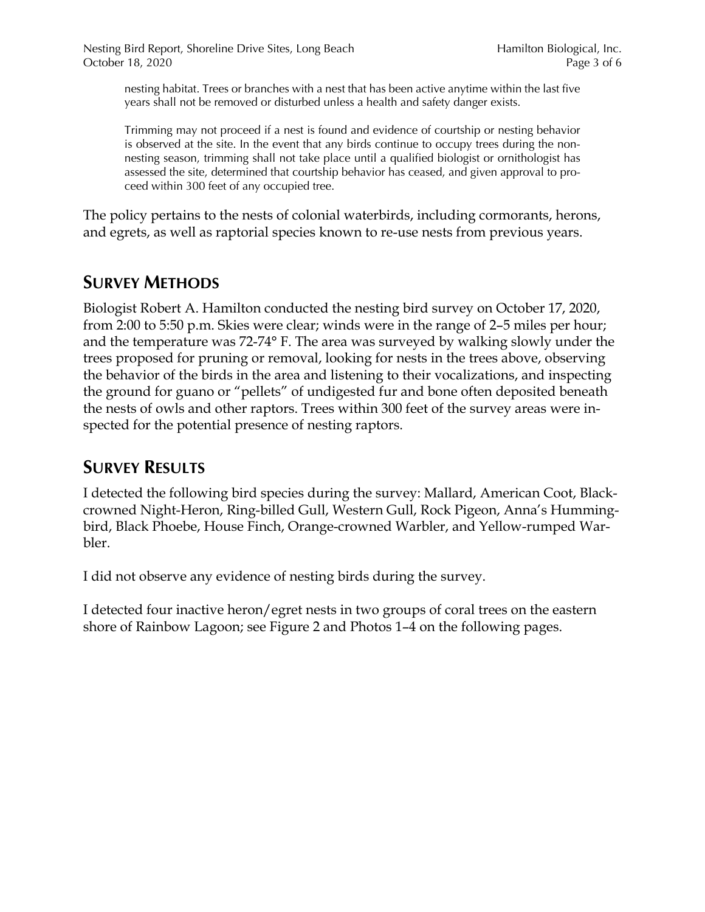> nesting habitat. Trees or branches with a nest that has been active anytime within the last five years shall not be removed or disturbed unless a health and safety danger exists.
>
> Trimming may not proceed if a nest is found and evidence of courtship or nesting behavior is observed at the site. In the event that any birds continue to occupy trees during the non-nesting season, trimming shall not take place until a qualified biologist or ornithologist has assessed the site, determined that courtship behavior has ceased, and given approval to proceed within 300 feet of any occupied tree.

The policy pertains to the nests of colonial waterbirds, including cormorants, herons, and egrets, as well as raptorial species known to re-use nests from previous years.

## SURVEY METHODS

Biologist Robert A. Hamilton conducted the nesting bird survey on October 17, 2020, from 2:00 to 5:50 p.m. Skies were clear; winds were in the range of 2–5 miles per hour; and the temperature was 72-74° F. The area was surveyed by walking slowly under the trees proposed for pruning or removal, looking for nests in the trees above, observing the behavior of the birds in the area and listening to their vocalizations, and inspecting the ground for guano or "pellets" of undigested fur and bone often deposited beneath the nests of owls and other raptors. Trees within 300 feet of the survey areas were inspected for the potential presence of nesting raptors.

## SURVEY RESULTS

I detected the following bird species during the survey: Mallard, American Coot, Black-crowned Night-Heron, Ring-billed Gull, Western Gull, Rock Pigeon, Anna's Hummingbird, Black Phoebe, House Finch, Orange-crowned Warbler, and Yellow-rumped Warbler.

I did not observe any evidence of nesting birds during the survey.

I detected four inactive heron/egret nests in two groups of coral trees on the eastern shore of Rainbow Lagoon; see Figure 2 and Photos 1–4 on the following pages.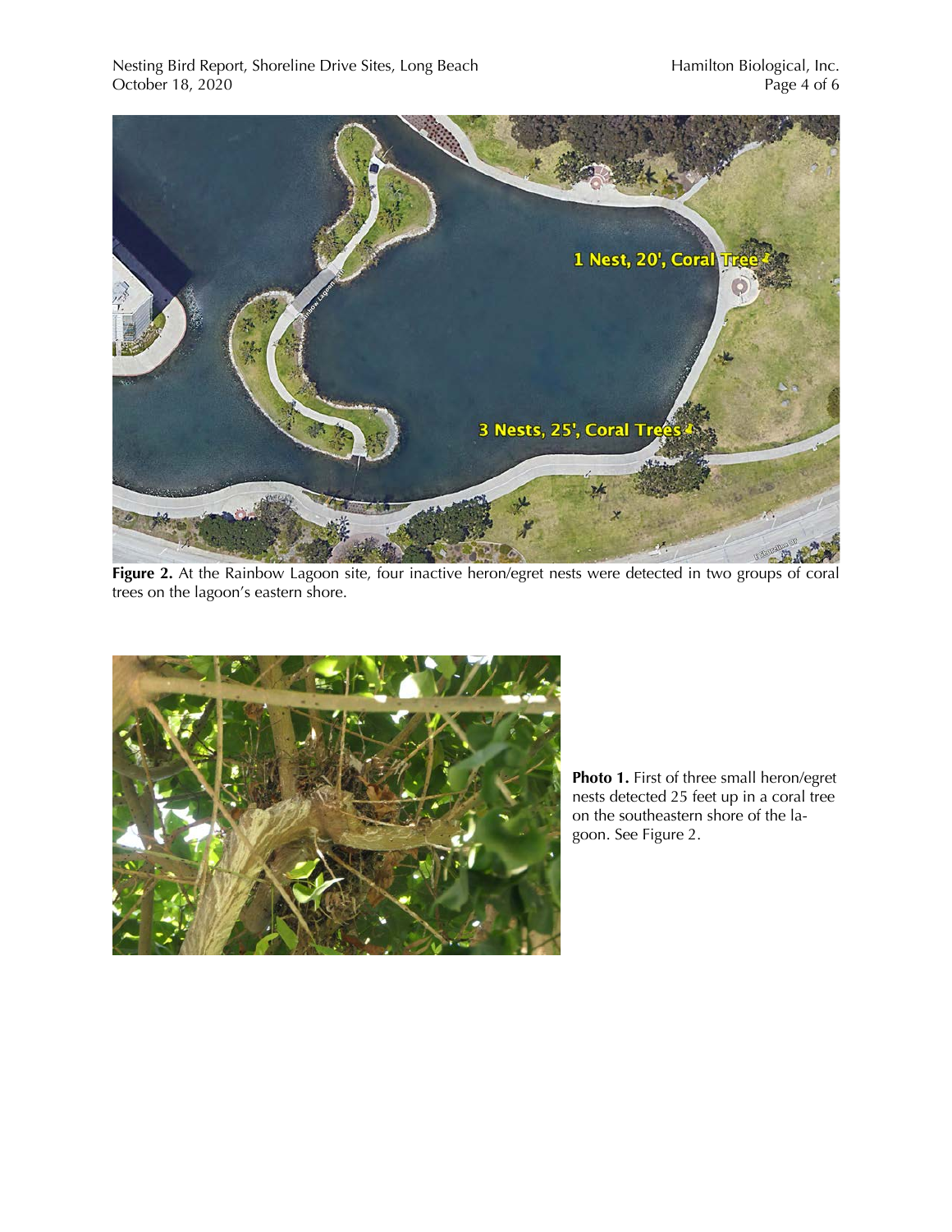**Figure 2.** At the Rainbow Lagoon site, four inactive heron/egret nests were detected in two groups of coral trees on the lagoon's eastern shore.

**Photo 1.** First of three small heron/egret nests detected 25 feet up in a coral tree on the southeastern shore of the lagoon. See Figure 2.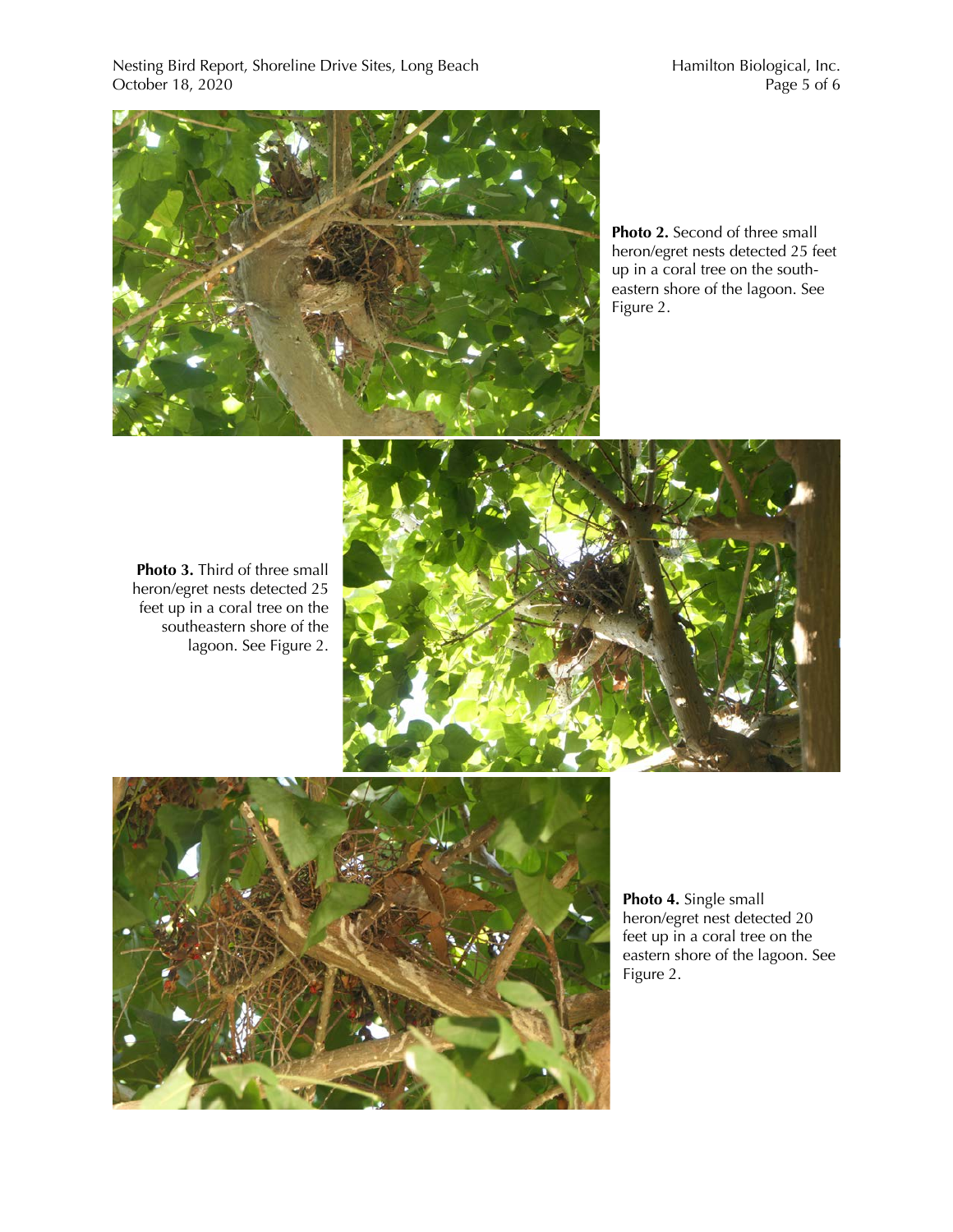**Photo 2.** Second of three small heron/egret nests detected 25 feet up in a coral tree on the south-eastern shore of the lagoon. See Figure 2.

**Photo 3.** Third of three small heron/egret nests detected 25 feet up in a coral tree on the southeastern shore of the lagoon. See Figure 2.

**Photo 4.** Single small heron/egret nest detected 20 feet up in a coral tree on the eastern shore of the lagoon. See Figure 2.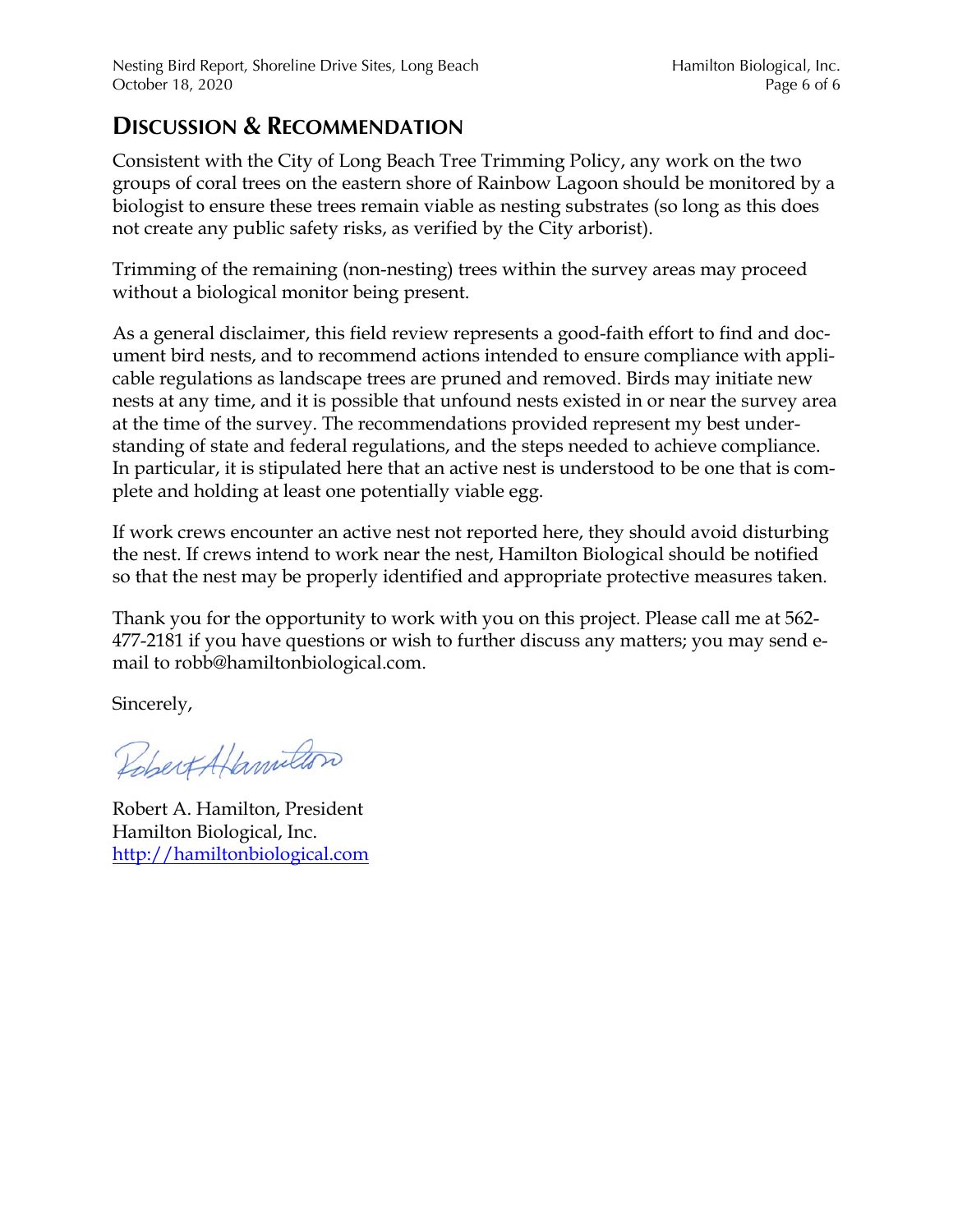## Discussion & Recommendation

Consistent with the City of Long Beach Tree Trimming Policy, any work on the two groups of coral trees on the eastern shore of Rainbow Lagoon should be monitored by a biologist to ensure these trees remain viable as nesting substrates (so long as this does not create any public safety risks, as verified by the City arborist).

Trimming of the remaining (non-nesting) trees within the survey areas may proceed without a biological monitor being present.

As a general disclaimer, this field review represents a good-faith effort to find and document bird nests, and to recommend actions intended to ensure compliance with applicable regulations as landscape trees are pruned and removed. Birds may initiate new nests at any time, and it is possible that unfound nests existed in or near the survey area at the time of the survey. The recommendations provided represent my best understanding of state and federal regulations, and the steps needed to achieve compliance. In particular, it is stipulated here that an active nest is understood to be one that is complete and holding at least one potentially viable egg.

If work crews encounter an active nest not reported here, they should avoid disturbing the nest. If crews intend to work near the nest, Hamilton Biological should be notified so that the nest may be properly identified and appropriate protective measures taken.

Thank you for the opportunity to work with you on this project. Please call me at 562-477-2181 if you have questions or wish to further discuss any matters; you may send e-mail to robb@hamiltonbiological.com.

Sincerely,

Robert A. Hamilton, President
Hamilton Biological, Inc.
[http://hamiltonbiological.com](http://hamiltonbiological.com)